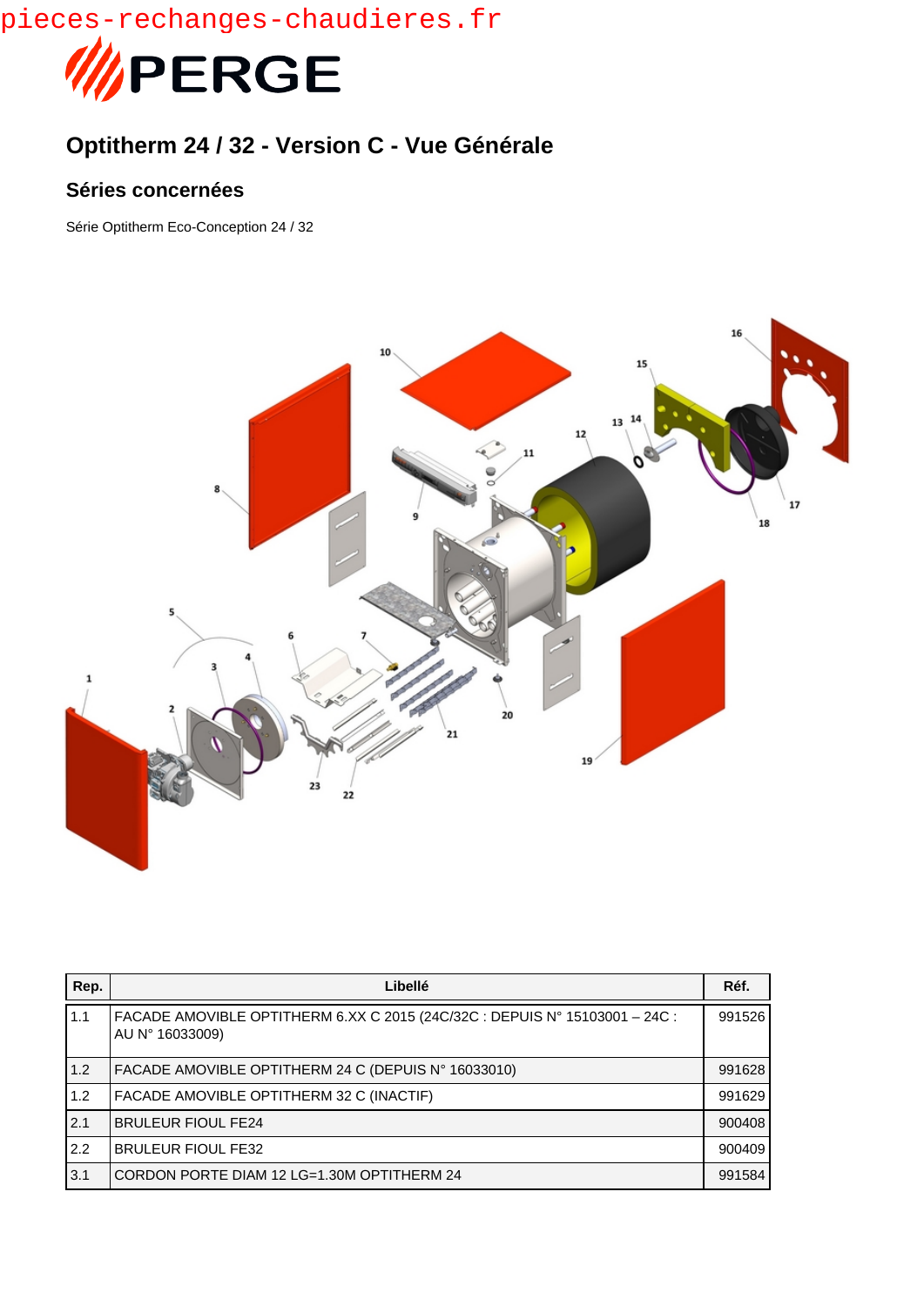pieces-rechanges-chaudieres.fr

PERGE

## Optitherm 24 / 32 - Version C - Vue Générale

### Séries concernées

Série Optitherm Eco-Conception 24 / 32

| Rep. | Libellé | Réf. |
|---|---|---|
| 1.1 | FACADE AMOVIBLE OPTITHERM 6.XX C 2015 (24C/32C : DEPUIS N° 15103001 – 24C : AU N° 16033009) | 991526 |
| 1.2 | FACADE AMOVIBLE OPTITHERM 24 C (DEPUIS N° 16033010) | 991628 |
| 1.2 | FACADE AMOVIBLE OPTITHERM 32 C (INACTIF) | 991629 |
| 2.1 | BRULEUR FIOUL FE24 | 900408 |
| 2.2 | BRULEUR FIOUL FE32 | 900409 |
| 3.1 | CORDON PORTE DIAM 12 LG=1.30M OPTITHERM 24 | 991584 |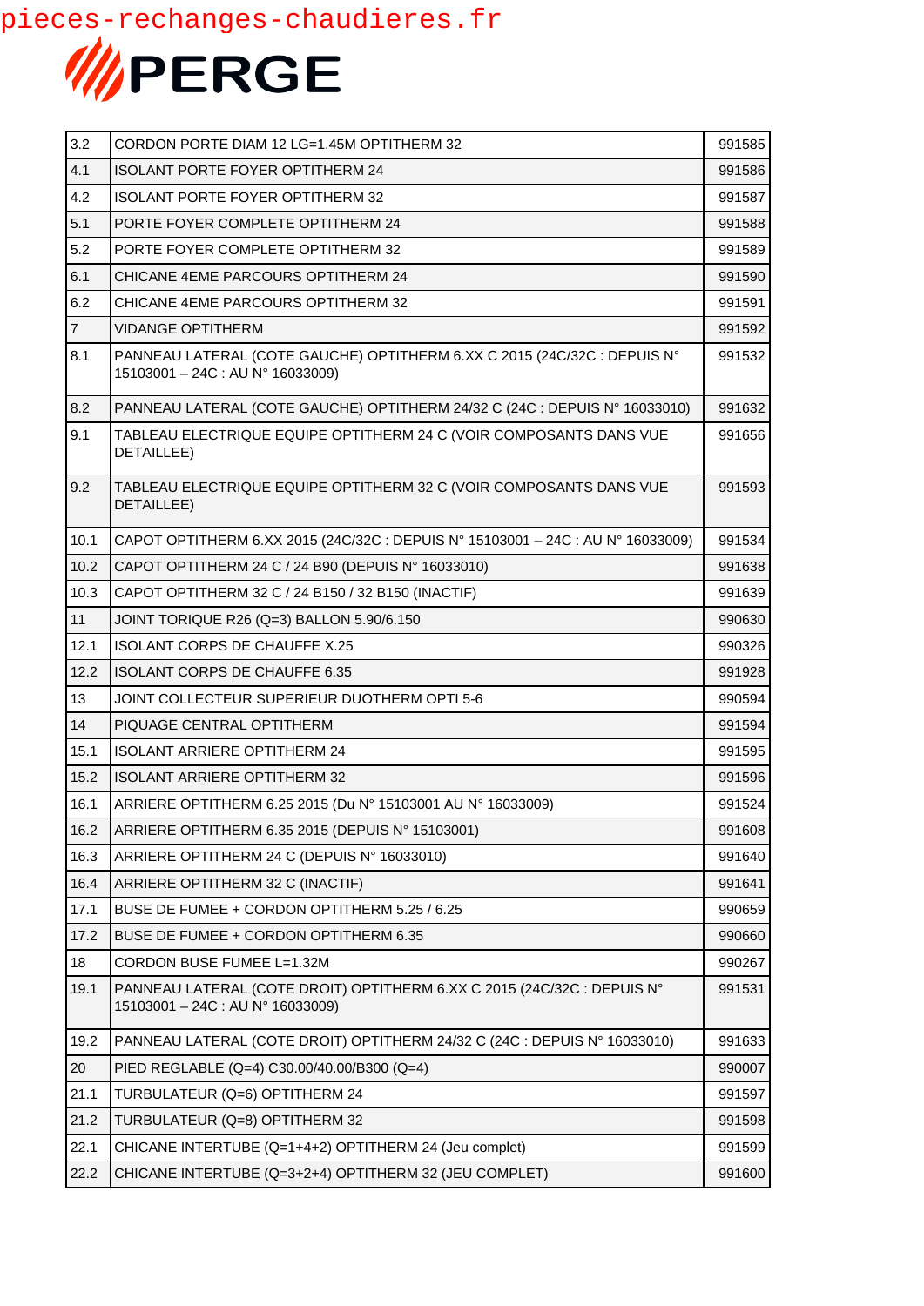| | | |
|---|---|---|
| 3.2 | CORDON PORTE DIAM 12 LG=1.45M OPTITHERM 32 | 991585 |
| 4.1 | ISOLANT PORTE FOYER OPTITHERM 24 | 991586 |
| 4.2 | ISOLANT PORTE FOYER OPTITHERM 32 | 991587 |
| 5.1 | PORTE FOYER COMPLETE OPTITHERM 24 | 991588 |
| 5.2 | PORTE FOYER COMPLETE OPTITHERM 32 | 991589 |
| 6.1 | CHICANE 4EME PARCOURS OPTITHERM 24 | 991590 |
| 6.2 | CHICANE 4EME PARCOURS OPTITHERM 32 | 991591 |
| 7 | VIDANGE OPTITHERM | 991592 |
| 8.1 | PANNEAU LATERAL (COTE GAUCHE) OPTITHERM 6.XX C 2015 (24C/32C : DEPUIS N° 15103001 – 24C : AU N° 16033009) | 991532 |
| 8.2 | PANNEAU LATERAL (COTE GAUCHE) OPTITHERM 24/32 C (24C : DEPUIS N° 16033010) | 991632 |
| 9.1 | TABLEAU ELECTRIQUE EQUIPE OPTITHERM 24 C (VOIR COMPOSANTS DANS VUE DETAILLEE) | 991656 |
| 9.2 | TABLEAU ELECTRIQUE EQUIPE OPTITHERM 32 C (VOIR COMPOSANTS DANS VUE DETAILLEE) | 991593 |
| 10.1 | CAPOT OPTITHERM 6.XX 2015 (24C/32C : DEPUIS N° 15103001 – 24C : AU N° 16033009) | 991534 |
| 10.2 | CAPOT OPTITHERM 24 C / 24 B90 (DEPUIS N° 16033010) | 991638 |
| 10.3 | CAPOT OPTITHERM 32 C / 24 B150 / 32 B150 (INACTIF) | 991639 |
| 11 | JOINT TORIQUE R26 (Q=3) BALLON 5.90/6.150 | 990630 |
| 12.1 | ISOLANT CORPS DE CHAUFFE X.25 | 990326 |
| 12.2 | ISOLANT CORPS DE CHAUFFE 6.35 | 991928 |
| 13 | JOINT COLLECTEUR SUPERIEUR DUOTHERM OPTI 5-6 | 990594 |
| 14 | PIQUAGE CENTRAL OPTITHERM | 991594 |
| 15.1 | ISOLANT ARRIERE OPTITHERM 24 | 991595 |
| 15.2 | ISOLANT ARRIERE OPTITHERM 32 | 991596 |
| 16.1 | ARRIERE OPTITHERM 6.25 2015 (Du N° 15103001 AU N° 16033009) | 991524 |
| 16.2 | ARRIERE OPTITHERM 6.35 2015 (DEPUIS N° 15103001) | 991608 |
| 16.3 | ARRIERE OPTITHERM 24 C (DEPUIS N° 16033010) | 991640 |
| 16.4 | ARRIERE OPTITHERM 32 C (INACTIF) | 991641 |
| 17.1 | BUSE DE FUMEE + CORDON OPTITHERM 5.25 / 6.25 | 990659 |
| 17.2 | BUSE DE FUMEE + CORDON OPTITHERM 6.35 | 990660 |
| 18 | CORDON BUSE FUMEE L=1.32M | 990267 |
| 19.1 | PANNEAU LATERAL (COTE DROIT) OPTITHERM 6.XX C 2015 (24C/32C : DEPUIS N° 15103001 – 24C : AU N° 16033009) | 991531 |
| 19.2 | PANNEAU LATERAL (COTE DROIT) OPTITHERM 24/32 C (24C : DEPUIS N° 16033010) | 991633 |
| 20 | PIED REGLABLE (Q=4) C30.00/40.00/B300 (Q=4) | 990007 |
| 21.1 | TURBULATEUR (Q=6) OPTITHERM 24 | 991597 |
| 21.2 | TURBULATEUR (Q=8) OPTITHERM 32 | 991598 |
| 22.1 | CHICANE INTERTUBE (Q=1+4+2) OPTITHERM 24 (Jeu complet) | 991599 |
| 22.2 | CHICANE INTERTUBE (Q=3+2+4) OPTITHERM 32 (JEU COMPLET) | 991600 |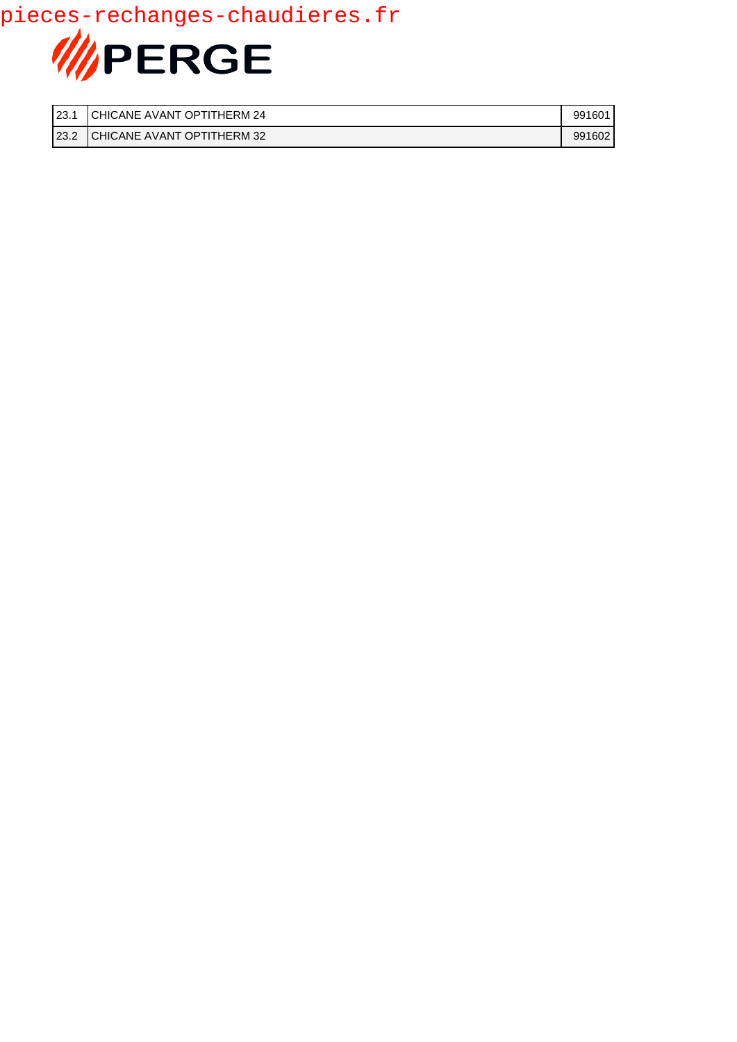| | | |
|---|---|---|
| 23.1 | CHICANE AVANT OPTITHERM 24 | 991601 |
| 23.2 | CHICANE AVANT OPTITHERM 32 | 991602 |